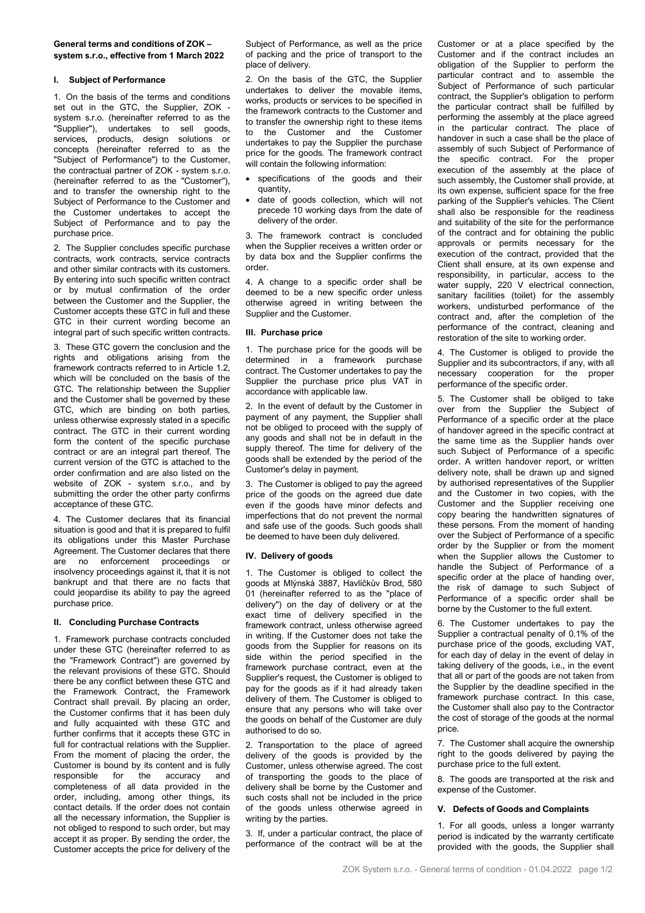**General terms and conditions of ZOK – system s.r.o., effective from 1 March 2022**

## I. Subject of Performance

1. On the basis of the terms and conditions set out in the GTC, the Supplier, ZOK - system s.r.o. (hereinafter referred to as the "Supplier"), undertakes to sell goods, services, products, design solutions or concepts (hereinafter referred to as the "Subject of Performance") to the Customer, the contractual partner of ZOK - system s.r.o. (hereinafter referred to as the "Customer"), and to transfer the ownership right to the Subject of Performance to the Customer and the Customer undertakes to accept the Subject of Performance and to pay the purchase price.

2. The Supplier concludes specific purchase contracts, work contracts, service contracts and other similar contracts with its customers. By entering into such specific written contract or by mutual confirmation of the order between the Customer and the Supplier, the Customer accepts these GTC in full and these GTC in their current wording become an integral part of such specific written contracts.

3. These GTC govern the conclusion and the rights and obligations arising from the framework contracts referred to in Article 1.2, which will be concluded on the basis of the GTC. The relationship between the Supplier and the Customer shall be governed by these GTC, which are binding on both parties, unless otherwise expressly stated in a specific contract. The GTC in their current wording form the content of the specific purchase contract or are an integral part thereof. The current version of the GTC is attached to the order confirmation and are also listed on the website of ZOK - system s.r.o., and by submitting the order the other party confirms acceptance of these GTC.

4. The Customer declares that its financial situation is good and that it is prepared to fulfil its obligations under this Master Purchase Agreement. The Customer declares that there are no enforcement proceedings or insolvency proceedings against it, that it is not bankrupt and that there are no facts that could jeopardise its ability to pay the agreed purchase price.

## II. Concluding Purchase Contracts

1. Framework purchase contracts concluded under these GTC (hereinafter referred to as the "Framework Contract") are governed by the relevant provisions of these GTC. Should there be any conflict between these GTC and the Framework Contract, the Framework Contract shall prevail. By placing an order, the Customer confirms that it has been duly and fully acquainted with these GTC and further confirms that it accepts these GTC in full for contractual relations with the Supplier. From the moment of placing the order, the Customer is bound by its content and is fully responsible for the accuracy and completeness of all data provided in the order, including, among other things, its contact details. If the order does not contain all the necessary information, the Supplier is not obliged to respond to such order, but may accept it as proper. By sending the order, the Customer accepts the price for delivery of the Subject of Performance, as well as the price of packing and the price of transport to the place of delivery.

2. On the basis of the GTC, the Supplier undertakes to deliver the movable items, works, products or services to be specified in the framework contracts to the Customer and to transfer the ownership right to these items to the Customer and the Customer undertakes to pay the Supplier the purchase price for the goods. The framework contract will contain the following information:

- specifications of the goods and their quantity,
- date of goods collection, which will not precede 10 working days from the date of delivery of the order.

3. The framework contract is concluded when the Supplier receives a written order or by data box and the Supplier confirms the order.

4. A change to a specific order shall be deemed to be a new specific order unless otherwise agreed in writing between the Supplier and the Customer.

## III. Purchase price

1. The purchase price for the goods will be determined in a framework purchase contract. The Customer undertakes to pay the Supplier the purchase price plus VAT in accordance with applicable law.

2. In the event of default by the Customer in payment of any payment, the Supplier shall not be obliged to proceed with the supply of any goods and shall not be in default in the supply thereof. The time for delivery of the goods shall be extended by the period of the Customer's delay in payment.

3. The Customer is obliged to pay the agreed price of the goods on the agreed due date even if the goods have minor defects and imperfections that do not prevent the normal and safe use of the goods. Such goods shall be deemed to have been duly delivered.

## IV. Delivery of goods

1. The Customer is obliged to collect the goods at Mlýnská 3887, Havlíčkův Brod, 580 01 (hereinafter referred to as the "place of delivery") on the day of delivery or at the exact time of delivery specified in the framework contract, unless otherwise agreed in writing. If the Customer does not take the goods from the Supplier for reasons on its side within the period specified in the framework purchase contract, even at the Supplier's request, the Customer is obliged to pay for the goods as if it had already taken delivery of them. The Customer is obliged to ensure that any persons who will take over the goods on behalf of the Customer are duly authorised to do so.

2. Transportation to the place of agreed delivery of the goods is provided by the Customer, unless otherwise agreed. The cost of transporting the goods to the place of delivery shall be borne by the Customer and such costs shall not be included in the price of the goods unless otherwise agreed in writing by the parties.

3. If, under a particular contract, the place of performance of the contract will be at the Customer or at a place specified by the Customer and if the contract includes an obligation of the Supplier to perform the particular contract and to assemble the Subject of Performance of such particular contract, the Supplier's obligation to perform the particular contract shall be fulfilled by performing the assembly at the place agreed in the particular contract. The place of handover in such a case shall be the place of assembly of such Subject of Performance of the specific contract. For the proper execution of the assembly at the place of such assembly, the Customer shall provide, at its own expense, sufficient space for the free parking of the Supplier's vehicles. The Client shall also be responsible for the readiness and suitability of the site for the performance of the contract and for obtaining the public approvals or permits necessary for the execution of the contract, provided that the Client shall ensure, at its own expense and responsibility, in particular, access to the water supply, 220 V electrical connection, sanitary facilities (toilet) for the assembly workers, undisturbed performance of the contract and, after the completion of the performance of the contract, cleaning and restoration of the site to working order.

4. The Customer is obliged to provide the Supplier and its subcontractors, if any, with all necessary cooperation for the proper performance of the specific order.

5. The Customer shall be obliged to take over from the Supplier the Subject of Performance of a specific order at the place of handover agreed in the specific contract at the same time as the Supplier hands over such Subject of Performance of a specific order. A written handover report, or written delivery note, shall be drawn up and signed by authorised representatives of the Supplier and the Customer in two copies, with the Customer and the Supplier receiving one copy bearing the handwritten signatures of these persons. From the moment of handing over the Subject of Performance of a specific order by the Supplier or from the moment when the Supplier allows the Customer to handle the Subject of Performance of a specific order at the place of handing over, the risk of damage to such Subject of Performance of a specific order shall be borne by the Customer to the full extent.

6. The Customer undertakes to pay the Supplier a contractual penalty of 0.1% of the purchase price of the goods, excluding VAT, for each day of delay in the event of delay in taking delivery of the goods, i.e., in the event that all or part of the goods are not taken from the Supplier by the deadline specified in the framework purchase contract. In this case, the Customer shall also pay to the Contractor the cost of storage of the goods at the normal price.

7. The Customer shall acquire the ownership right to the goods delivered by paying the purchase price to the full extent.

8. The goods are transported at the risk and expense of the Customer.

## V. Defects of Goods and Complaints

1. For all goods, unless a longer warranty period is indicated by the warranty certificate provided with the goods, the Supplier shall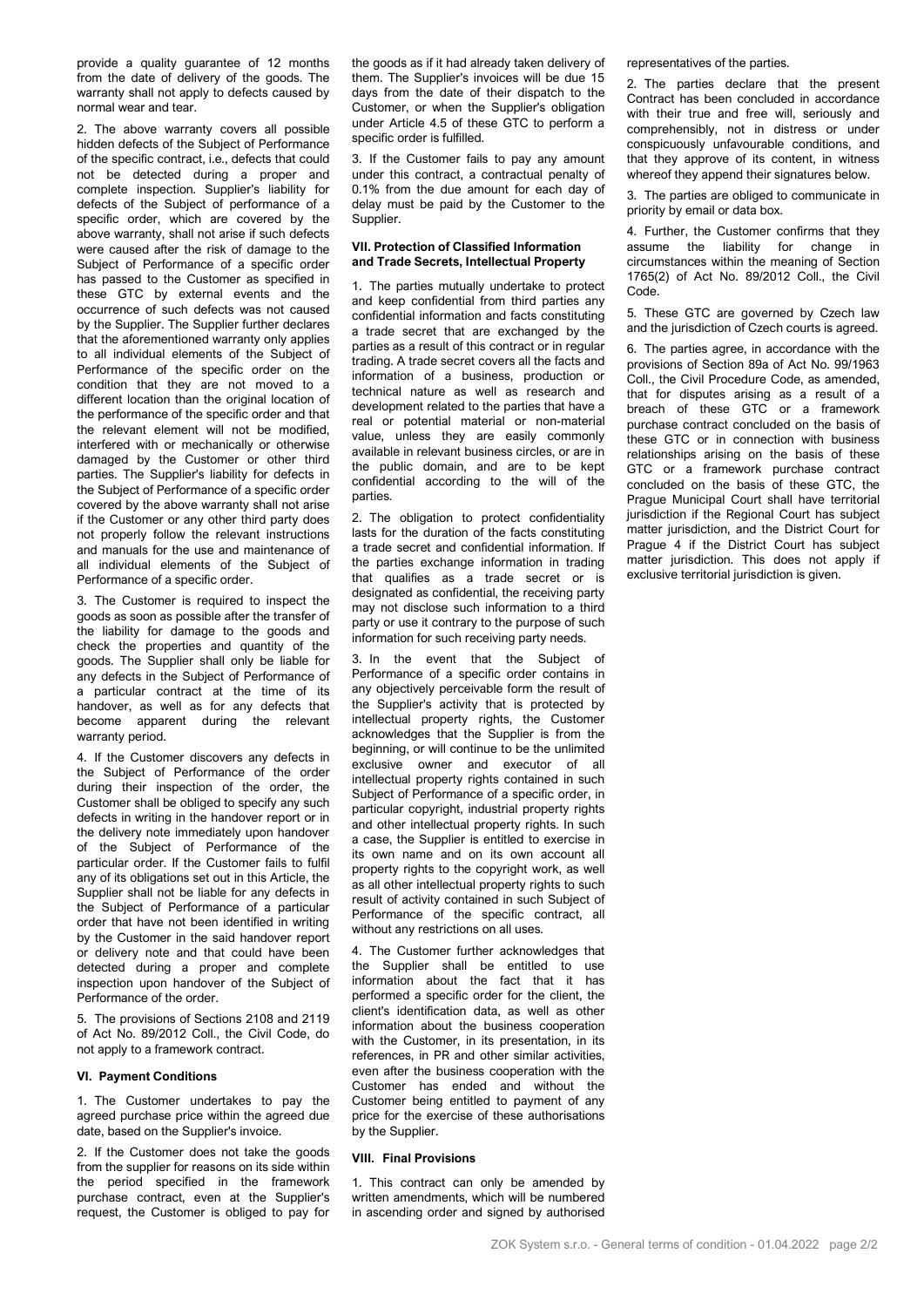provide a quality guarantee of 12 months from the date of delivery of the goods. The warranty shall not apply to defects caused by normal wear and tear.

2. The above warranty covers all possible hidden defects of the Subject of Performance of the specific contract, i.e., defects that could not be detected during a proper and complete inspection. Supplier's liability for defects of the Subject of performance of a specific order, which are covered by the above warranty, shall not arise if such defects were caused after the risk of damage to the Subject of Performance of a specific order has passed to the Customer as specified in these GTC by external events and the occurrence of such defects was not caused by the Supplier. The Supplier further declares that the aforementioned warranty only applies to all individual elements of the Subject of Performance of the specific order on the condition that they are not moved to a different location than the original location of the performance of the specific order and that the relevant element will not be modified, interfered with or mechanically or otherwise damaged by the Customer or other third parties. The Supplier's liability for defects in the Subject of Performance of a specific order covered by the above warranty shall not arise if the Customer or any other third party does not properly follow the relevant instructions and manuals for the use and maintenance of all individual elements of the Subject of Performance of a specific order.

3. The Customer is required to inspect the goods as soon as possible after the transfer of the liability for damage to the goods and check the properties and quantity of the goods. The Supplier shall only be liable for any defects in the Subject of Performance of a particular contract at the time of its handover, as well as for any defects that become apparent during the relevant warranty period.

4. If the Customer discovers any defects in the Subject of Performance of the order during their inspection of the order, the Customer shall be obliged to specify any such defects in writing in the handover report or in the delivery note immediately upon handover of the Subject of Performance of the particular order. If the Customer fails to fulfil any of its obligations set out in this Article, the Supplier shall not be liable for any defects in the Subject of Performance of a particular order that have not been identified in writing by the Customer in the said handover report or delivery note and that could have been detected during a proper and complete inspection upon handover of the Subject of Performance of the order.

5. The provisions of Sections 2108 and 2119 of Act No. 89/2012 Coll., the Civil Code, do not apply to a framework contract.

### VI. Payment Conditions

1. The Customer undertakes to pay the agreed purchase price within the agreed due date, based on the Supplier's invoice.

2. If the Customer does not take the goods from the supplier for reasons on its side within the period specified in the framework purchase contract, even at the Supplier's request, the Customer is obliged to pay for the goods as if it had already taken delivery of them. The Supplier's invoices will be due 15 days from the date of their dispatch to the Customer, or when the Supplier's obligation under Article 4.5 of these GTC to perform a specific order is fulfilled.

3. If the Customer fails to pay any amount under this contract, a contractual penalty of 0.1% from the due amount for each day of delay must be paid by the Customer to the Supplier.

### VII. Protection of Classified Information and Trade Secrets, Intellectual Property

1. The parties mutually undertake to protect and keep confidential from third parties any confidential information and facts constituting a trade secret that are exchanged by the parties as a result of this contract or in regular trading. A trade secret covers all the facts and information of a business, production or technical nature as well as research and development related to the parties that have a real or potential material or non-material value, unless they are easily commonly available in relevant business circles, or are in the public domain, and are to be kept confidential according to the will of the parties.

2. The obligation to protect confidentiality lasts for the duration of the facts constituting a trade secret and confidential information. If the parties exchange information in trading that qualifies as a trade secret or is designated as confidential, the receiving party may not disclose such information to a third party or use it contrary to the purpose of such information for such receiving party needs.

3. In the event that the Subject of Performance of a specific order contains in any objectively perceivable form the result of the Supplier's activity that is protected by intellectual property rights, the Customer acknowledges that the Supplier is from the beginning, or will continue to be the unlimited exclusive owner and executor of all intellectual property rights contained in such Subject of Performance of a specific order, in particular copyright, industrial property rights and other intellectual property rights. In such a case, the Supplier is entitled to exercise in its own name and on its own account all property rights to the copyright work, as well as all other intellectual property rights to such result of activity contained in such Subject of Performance of the specific contract, all without any restrictions on all uses.

4. The Customer further acknowledges that the Supplier shall be entitled to use information about the fact that it has performed a specific order for the client, the client's identification data, as well as other information about the business cooperation with the Customer, in its presentation, in its references, in PR and other similar activities, even after the business cooperation with the Customer has ended and without the Customer being entitled to payment of any price for the exercise of these authorisations by the Supplier.

### VIII. Final Provisions

1. This contract can only be amended by written amendments, which will be numbered in ascending order and signed by authorised representatives of the parties.

2. The parties declare that the present Contract has been concluded in accordance with their true and free will, seriously and comprehensibly, not in distress or under conspicuously unfavourable conditions, and that they approve of its content, in witness whereof they append their signatures below.

3. The parties are obliged to communicate in priority by email or data box.

4. Further, the Customer confirms that they assume the liability for change in circumstances within the meaning of Section 1765(2) of Act No. 89/2012 Coll., the Civil Code.

5. These GTC are governed by Czech law and the jurisdiction of Czech courts is agreed.

6. The parties agree, in accordance with the provisions of Section 89a of Act No. 99/1963 Coll., the Civil Procedure Code, as amended, that for disputes arising as a result of a breach of these GTC or a framework purchase contract concluded on the basis of these GTC or in connection with business relationships arising on the basis of these GTC or a framework purchase contract concluded on the basis of these GTC, the Prague Municipal Court shall have territorial jurisdiction if the Regional Court has subject matter jurisdiction, and the District Court for Prague 4 if the District Court has subject matter jurisdiction. This does not apply if exclusive territorial jurisdiction is given.